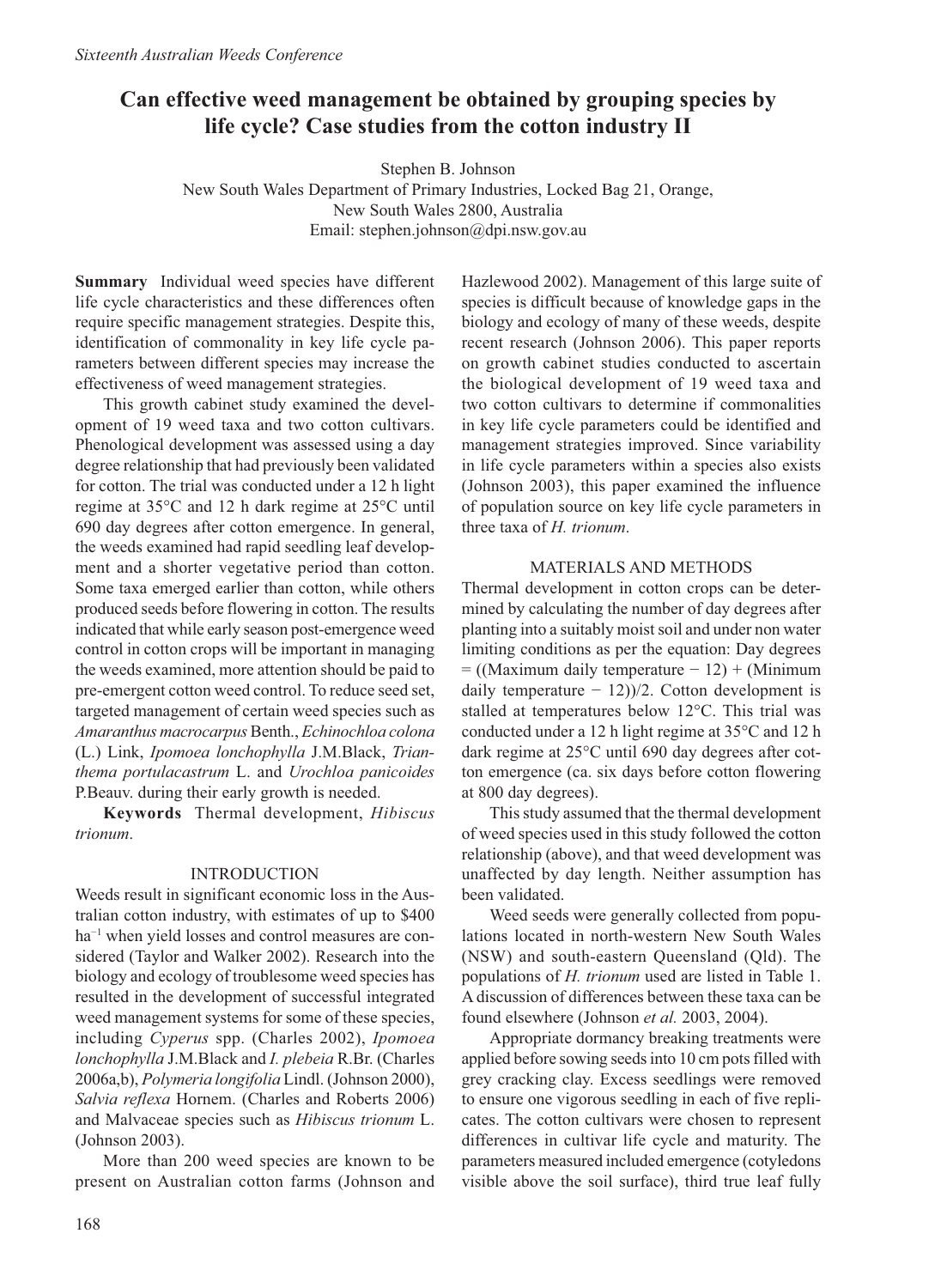# Can effective weed management be obtained by grouping species by life cycle? Case studies from the cotton industry II

Stephen B. Johnson
New South Wales Department of Primary Industries, Locked Bag 21, Orange, New South Wales 2800, Australia
Email: stephen.johnson@dpi.nsw.gov.au

**Summary** Individual weed species have different life cycle characteristics and these differences often require specific management strategies. Despite this, identification of commonality in key life cycle parameters between different species may increase the effectiveness of weed management strategies.

This growth cabinet study examined the development of 19 weed taxa and two cotton cultivars. Phenological development was assessed using a day degree relationship that had previously been validated for cotton. The trial was conducted under a 12 h light regime at 35°C and 12 h dark regime at 25°C until 690 day degrees after cotton emergence. In general, the weeds examined had rapid seedling leaf development and a shorter vegetative period than cotton. Some taxa emerged earlier than cotton, while others produced seeds before flowering in cotton. The results indicated that while early season post-emergence weed control in cotton crops will be important in managing the weeds examined, more attention should be paid to pre-emergent cotton weed control. To reduce seed set, targeted management of certain weed species such as *Amaranthus macrocarpus* Benth., *Echinochloa colona* (L.) Link, *Ipomoea lonchophylla* J.M.Black, *Trianthema portulacastrum* L. and *Urochloa panicoides* P.Beauv. during their early growth is needed.

**Keywords** Thermal development, *Hibiscus trionum*.

## INTRODUCTION

Weeds result in significant economic loss in the Australian cotton industry, with estimates of up to \$400 ha$^{-1}$ when yield losses and control measures are considered (Taylor and Walker 2002). Research into the biology and ecology of troublesome weed species has resulted in the development of successful integrated weed management systems for some of these species, including *Cyperus* spp. (Charles 2002), *Ipomoea lonchophylla* J.M.Black and *I. plebeia* R.Br. (Charles 2006a,b), *Polymeria longifolia* Lindl. (Johnson 2000), *Salvia reflexa* Hornem. (Charles and Roberts 2006) and Malvaceae species such as *Hibiscus trionum* L. (Johnson 2003).

More than 200 weed species are known to be present on Australian cotton farms (Johnson and Hazlewood 2002). Management of this large suite of species is difficult because of knowledge gaps in the biology and ecology of many of these weeds, despite recent research (Johnson 2006). This paper reports on growth cabinet studies conducted to ascertain the biological development of 19 weed taxa and two cotton cultivars to determine if commonalities in key life cycle parameters could be identified and management strategies improved. Since variability in life cycle parameters within a species also exists (Johnson 2003), this paper examined the influence of population source on key life cycle parameters in three taxa of *H. trionum*.

## MATERIALS AND METHODS

Thermal development in cotton crops can be determined by calculating the number of day degrees after planting into a suitably moist soil and under non water limiting conditions as per the equation: Day degrees = ((Maximum daily temperature − 12) + (Minimum daily temperature − 12))/2. Cotton development is stalled at temperatures below 12°C. This trial was conducted under a 12 h light regime at 35°C and 12 h dark regime at 25°C until 690 day degrees after cotton emergence (ca. six days before cotton flowering at 800 day degrees).

This study assumed that the thermal development of weed species used in this study followed the cotton relationship (above), and that weed development was unaffected by day length. Neither assumption has been validated.

Weed seeds were generally collected from populations located in north-western New South Wales (NSW) and south-eastern Queensland (Qld). The populations of *H. trionum* used are listed in Table 1. A discussion of differences between these taxa can be found elsewhere (Johnson *et al.* 2003, 2004).

Appropriate dormancy breaking treatments were applied before sowing seeds into 10 cm pots filled with grey cracking clay. Excess seedlings were removed to ensure one vigorous seedling in each of five replicates. The cotton cultivars were chosen to represent differences in cultivar life cycle and maturity. The parameters measured included emergence (cotyledons visible above the soil surface), third true leaf fully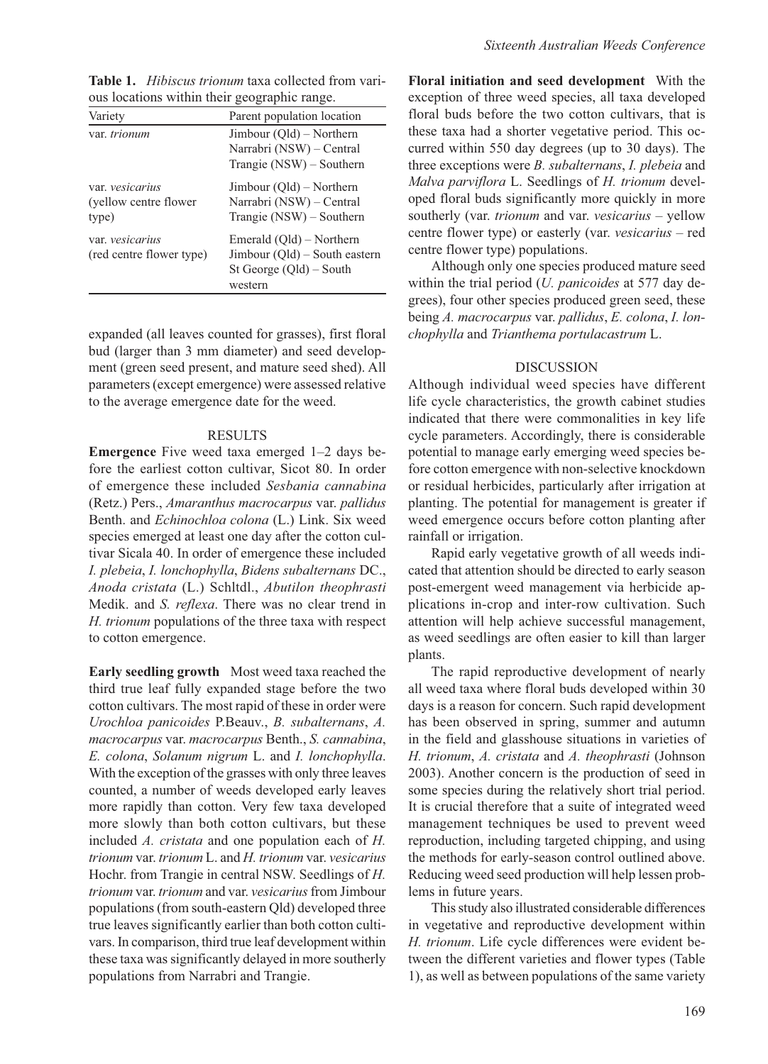**Table 1.** *Hibiscus trionum* taxa collected from various locations within their geographic range.

| Variety | Parent population location |
|---|---|
| var. *trionum* | Jimbour (Qld) – Northern<br>Narrabri (NSW) – Central<br>Trangie (NSW) – Southern |
| var. *vesicarius* (yellow centre flower type) | Jimbour (Qld) – Northern<br>Narrabri (NSW) – Central<br>Trangie (NSW) – Southern |
| var. *vesicarius* (red centre flower type) | Emerald (Qld) – Northern<br>Jimbour (Qld) – South eastern<br>St George (Qld) – South western |

expanded (all leaves counted for grasses), first floral bud (larger than 3 mm diameter) and seed development (green seed present, and mature seed shed). All parameters (except emergence) were assessed relative to the average emergence date for the weed.

## RESULTS

**Emergence** Five weed taxa emerged 1–2 days before the earliest cotton cultivar, Sicot 80. In order of emergence these included *Sesbania cannabina* (Retz.) Pers., *Amaranthus macrocarpus* var. *pallidus* Benth. and *Echinochloa colona* (L.) Link. Six weed species emerged at least one day after the cotton cultivar Sicala 40. In order of emergence these included *I. plebeia*, *I. lonchophylla*, *Bidens subalternans* DC., *Anoda cristata* (L.) Schltdl., *Abutilon theophrasti* Medik. and *S. reflexa*. There was no clear trend in *H. trionum* populations of the three taxa with respect to cotton emergence.

**Early seedling growth** Most weed taxa reached the third true leaf fully expanded stage before the two cotton cultivars. The most rapid of these in order were *Urochloa panicoides* P.Beauv., *B. subalternans*, *A. macrocarpus* var. *macrocarpus* Benth., *S. cannabina*, *E. colona*, *Solanum nigrum* L. and *I. lonchophylla*. With the exception of the grasses with only three leaves counted, a number of weeds developed early leaves more rapidly than cotton. Very few taxa developed more slowly than both cotton cultivars, but these included *A. cristata* and one population each of *H. trionum* var. *trionum* L. and *H. trionum* var. *vesicarius* Hochr. from Trangie in central NSW. Seedlings of *H. trionum* var. *trionum* and var. *vesicarius* from Jimbour populations (from south-eastern Qld) developed three true leaves significantly earlier than both cotton cultivars. In comparison, third true leaf development within these taxa was significantly delayed in more southerly populations from Narrabri and Trangie.

**Floral initiation and seed development** With the exception of three weed species, all taxa developed floral buds before the two cotton cultivars, that is these taxa had a shorter vegetative period. This occurred within 550 day degrees (up to 30 days). The three exceptions were *B. subalternans*, *I. plebeia* and *Malva parviflora* L. Seedlings of *H. trionum* developed floral buds significantly more quickly in more southerly (var. *trionum* and var. *vesicarius* – yellow centre flower type) or easterly (var. *vesicarius* – red centre flower type) populations.

Although only one species produced mature seed within the trial period (*U. panicoides* at 577 day degrees), four other species produced green seed, these being *A. macrocarpus* var. *pallidus*, *E. colona*, *I. lonchophylla* and *Trianthema portulacastrum* L.

## DISCUSSION

Although individual weed species have different life cycle characteristics, the growth cabinet studies indicated that there were commonalities in key life cycle parameters. Accordingly, there is considerable potential to manage early emerging weed species before cotton emergence with non-selective knockdown or residual herbicides, particularly after irrigation at planting. The potential for management is greater if weed emergence occurs before cotton planting after rainfall or irrigation.

Rapid early vegetative growth of all weeds indicated that attention should be directed to early season post-emergent weed management via herbicide applications in-crop and inter-row cultivation. Such attention will help achieve successful management, as weed seedlings are often easier to kill than larger plants.

The rapid reproductive development of nearly all weed taxa where floral buds developed within 30 days is a reason for concern. Such rapid development has been observed in spring, summer and autumn in the field and glasshouse situations in varieties of *H. trionum*, *A. cristata* and *A. theophrasti* (Johnson 2003). Another concern is the production of seed in some species during the relatively short trial period. It is crucial therefore that a suite of integrated weed management techniques be used to prevent weed reproduction, including targeted chipping, and using the methods for early-season control outlined above. Reducing weed seed production will help lessen problems in future years.

This study also illustrated considerable differences in vegetative and reproductive development within *H. trionum*. Life cycle differences were evident between the different varieties and flower types (Table 1), as well as between populations of the same variety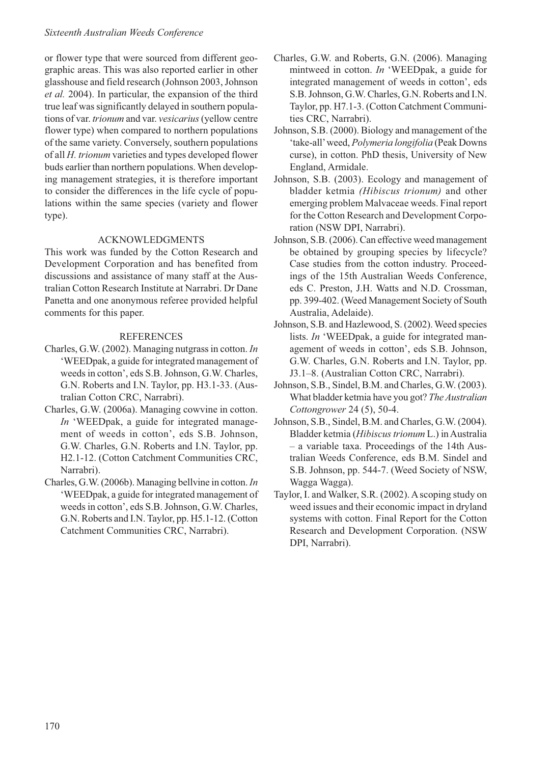or flower type that were sourced from different geographic areas. This was also reported earlier in other glasshouse and field research (Johnson 2003, Johnson *et al.* 2004). In particular, the expansion of the third true leaf was significantly delayed in southern populations of var. *trionum* and var. *vesicarius* (yellow centre flower type) when compared to northern populations of the same variety. Conversely, southern populations of all *H. trionum* varieties and types developed flower buds earlier than northern populations. When developing management strategies, it is therefore important to consider the differences in the life cycle of populations within the same species (variety and flower type).

## ACKNOWLEDGMENTS

This work was funded by the Cotton Research and Development Corporation and has benefited from discussions and assistance of many staff at the Australian Cotton Research Institute at Narrabri. Dr Dane Panetta and one anonymous referee provided helpful comments for this paper.

## REFERENCES

Charles, G.W. (2002). Managing nutgrass in cotton. *In* 'WEEDpak, a guide for integrated management of weeds in cotton', eds S.B. Johnson, G.W. Charles, G.N. Roberts and I.N. Taylor, pp. H3.1-33. (Australian Cotton CRC, Narrabri).

Charles, G.W. (2006a). Managing cowvine in cotton. *In* 'WEEDpak, a guide for integrated management of weeds in cotton', eds S.B. Johnson, G.W. Charles, G.N. Roberts and I.N. Taylor, pp. H2.1-12. (Cotton Catchment Communities CRC, Narrabri).

Charles, G.W. (2006b). Managing bellvine in cotton. *In* 'WEEDpak, a guide for integrated management of weeds in cotton', eds S.B. Johnson, G.W. Charles, G.N. Roberts and I.N. Taylor, pp. H5.1-12. (Cotton Catchment Communities CRC, Narrabri).

Charles, G.W. and Roberts, G.N. (2006). Managing mintweed in cotton. *In* 'WEEDpak, a guide for integrated management of weeds in cotton', eds S.B. Johnson, G.W. Charles, G.N. Roberts and I.N. Taylor, pp. H7.1-3. (Cotton Catchment Communities CRC, Narrabri).

Johnson, S.B. (2000). Biology and management of the 'take-all' weed, *Polymeria longifolia* (Peak Downs curse), in cotton. PhD thesis, University of New England, Armidale.

Johnson, S.B. (2003). Ecology and management of bladder ketmia *(Hibiscus trionum)* and other emerging problem Malvaceae weeds. Final report for the Cotton Research and Development Corporation (NSW DPI, Narrabri).

Johnson, S.B. (2006). Can effective weed management be obtained by grouping species by lifecycle? Case studies from the cotton industry. Proceedings of the 15th Australian Weeds Conference, eds C. Preston, J.H. Watts and N.D. Crossman, pp. 399-402. (Weed Management Society of South Australia, Adelaide).

Johnson, S.B. and Hazlewood, S. (2002). Weed species lists. *In* 'WEEDpak, a guide for integrated management of weeds in cotton', eds S.B. Johnson, G.W. Charles, G.N. Roberts and I.N. Taylor, pp. J3.1–8. (Australian Cotton CRC, Narrabri).

Johnson, S.B., Sindel, B.M. and Charles, G.W. (2003). What bladder ketmia have you got? *The Australian Cottongrower* 24 (5), 50-4.

Johnson, S.B., Sindel, B.M. and Charles, G.W. (2004). Bladder ketmia (*Hibiscus trionum* L.) in Australia – a variable taxa. Proceedings of the 14th Australian Weeds Conference, eds B.M. Sindel and S.B. Johnson, pp. 544-7. (Weed Society of NSW, Wagga Wagga).

Taylor, I. and Walker, S.R. (2002). A scoping study on weed issues and their economic impact in dryland systems with cotton. Final Report for the Cotton Research and Development Corporation. (NSW DPI, Narrabri).